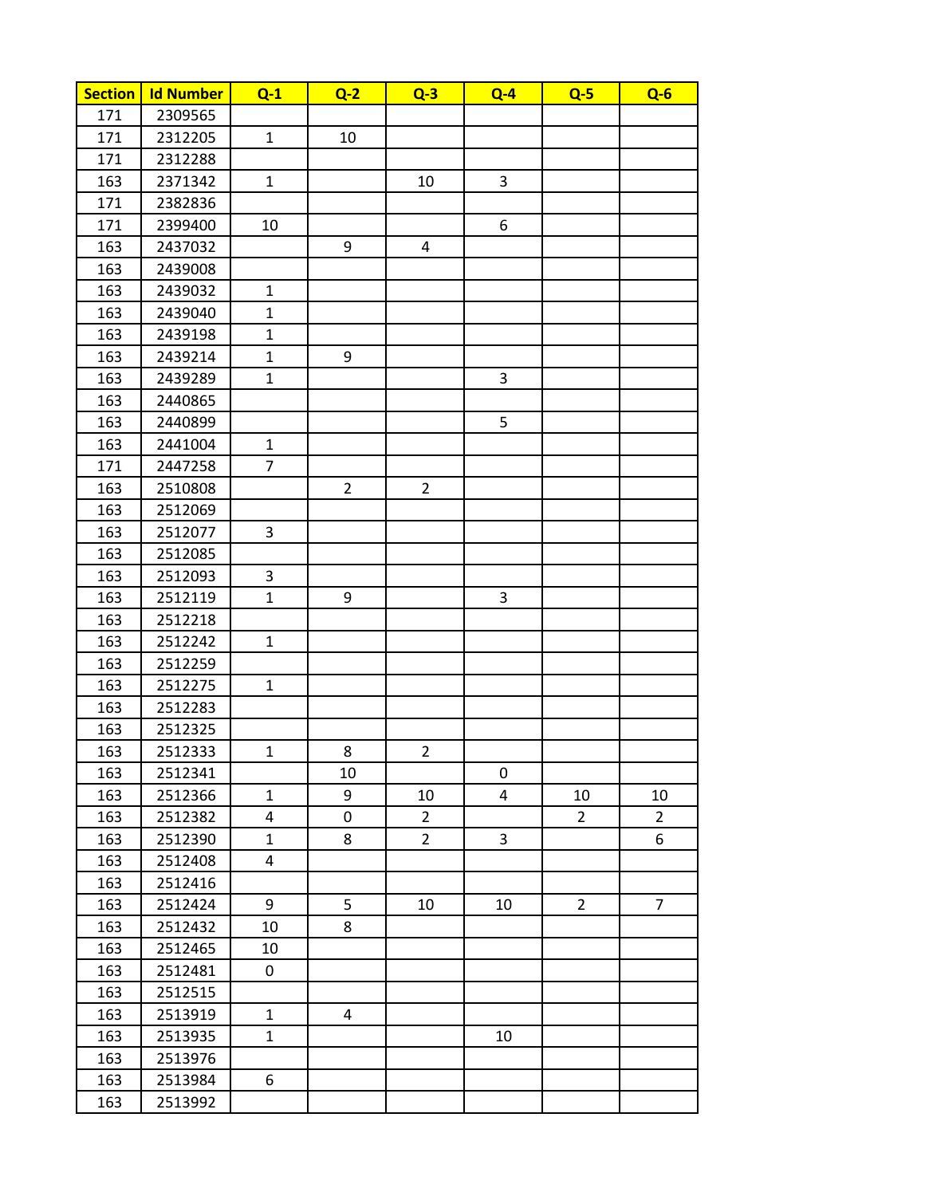| Section | Id Number | Q-1 | Q-2 | Q-3 | Q-4 | Q-5 | Q-6 |
|---|---|---|---|---|---|---|---|
| 171 | 2309565 | | | | | | |
| 171 | 2312205 | 1 | 10 | | | | |
| 171 | 2312288 | | | | | | |
| 163 | 2371342 | 1 | | 10 | 3 | | |
| 171 | 2382836 | | | | | | |
| 171 | 2399400 | 10 | | | 6 | | |
| 163 | 2437032 | | 9 | 4 | | | |
| 163 | 2439008 | | | | | | |
| 163 | 2439032 | 1 | | | | | |
| 163 | 2439040 | 1 | | | | | |
| 163 | 2439198 | 1 | | | | | |
| 163 | 2439214 | 1 | 9 | | | | |
| 163 | 2439289 | 1 | | | 3 | | |
| 163 | 2440865 | | | | | | |
| 163 | 2440899 | | | | 5 | | |
| 163 | 2441004 | 1 | | | | | |
| 171 | 2447258 | 7 | | | | | |
| 163 | 2510808 | | 2 | 2 | | | |
| 163 | 2512069 | | | | | | |
| 163 | 2512077 | 3 | | | | | |
| 163 | 2512085 | | | | | | |
| 163 | 2512093 | 3 | | | | | |
| 163 | 2512119 | 1 | 9 | | 3 | | |
| 163 | 2512218 | | | | | | |
| 163 | 2512242 | 1 | | | | | |
| 163 | 2512259 | | | | | | |
| 163 | 2512275 | 1 | | | | | |
| 163 | 2512283 | | | | | | |
| 163 | 2512325 | | | | | | |
| 163 | 2512333 | 1 | 8 | 2 | | | |
| 163 | 2512341 | | 10 | | 0 | | |
| 163 | 2512366 | 1 | 9 | 10 | 4 | 10 | 10 |
| 163 | 2512382 | 4 | 0 | 2 | | 2 | 2 |
| 163 | 2512390 | 1 | 8 | 2 | 3 | | 6 |
| 163 | 2512408 | 4 | | | | | |
| 163 | 2512416 | | | | | | |
| 163 | 2512424 | 9 | 5 | 10 | 10 | 2 | 7 |
| 163 | 2512432 | 10 | 8 | | | | |
| 163 | 2512465 | 10 | | | | | |
| 163 | 2512481 | 0 | | | | | |
| 163 | 2512515 | | | | | | |
| 163 | 2513919 | 1 | 4 | | | | |
| 163 | 2513935 | 1 | | | 10 | | |
| 163 | 2513976 | | | | | | |
| 163 | 2513984 | 6 | | | | | |
| 163 | 2513992 | | | | | | |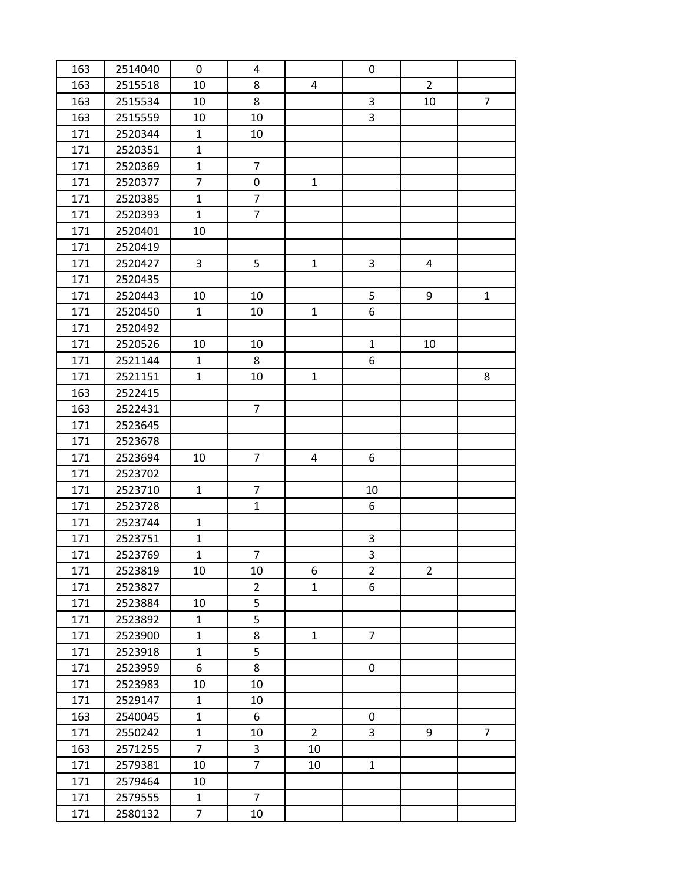| | | | | | | | |
|---|---|---|---|---|---|---|---|
| 163 | 2514040 | 0 | 4 | | 0 | | |
| 163 | 2515518 | 10 | 8 | 4 | | 2 | |
| 163 | 2515534 | 10 | 8 | | 3 | 10 | 7 |
| 163 | 2515559 | 10 | 10 | | 3 | | |
| 171 | 2520344 | 1 | 10 | | | | |
| 171 | 2520351 | 1 | | | | | |
| 171 | 2520369 | 1 | 7 | | | | |
| 171 | 2520377 | 7 | 0 | 1 | | | |
| 171 | 2520385 | 1 | 7 | | | | |
| 171 | 2520393 | 1 | 7 | | | | |
| 171 | 2520401 | 10 | | | | | |
| 171 | 2520419 | | | | | | |
| 171 | 2520427 | 3 | 5 | 1 | 3 | 4 | |
| 171 | 2520435 | | | | | | |
| 171 | 2520443 | 10 | 10 | | 5 | 9 | 1 |
| 171 | 2520450 | 1 | 10 | 1 | 6 | | |
| 171 | 2520492 | | | | | | |
| 171 | 2520526 | 10 | 10 | | 1 | 10 | |
| 171 | 2521144 | 1 | 8 | | 6 | | |
| 171 | 2521151 | 1 | 10 | 1 | | | 8 |
| 163 | 2522415 | | | | | | |
| 163 | 2522431 | | 7 | | | | |
| 171 | 2523645 | | | | | | |
| 171 | 2523678 | | | | | | |
| 171 | 2523694 | 10 | 7 | 4 | 6 | | |
| 171 | 2523702 | | | | | | |
| 171 | 2523710 | 1 | 7 | | 10 | | |
| 171 | 2523728 | | 1 | | 6 | | |
| 171 | 2523744 | 1 | | | | | |
| 171 | 2523751 | 1 | | | 3 | | |
| 171 | 2523769 | 1 | 7 | | 3 | | |
| 171 | 2523819 | 10 | 10 | 6 | 2 | 2 | |
| 171 | 2523827 | | 2 | 1 | 6 | | |
| 171 | 2523884 | 10 | 5 | | | | |
| 171 | 2523892 | 1 | 5 | | | | |
| 171 | 2523900 | 1 | 8 | 1 | 7 | | |
| 171 | 2523918 | 1 | 5 | | | | |
| 171 | 2523959 | 6 | 8 | | 0 | | |
| 171 | 2523983 | 10 | 10 | | | | |
| 171 | 2529147 | 1 | 10 | | | | |
| 163 | 2540045 | 1 | 6 | | 0 | | |
| 171 | 2550242 | 1 | 10 | 2 | 3 | 9 | 7 |
| 163 | 2571255 | 7 | 3 | 10 | | | |
| 171 | 2579381 | 10 | 7 | 10 | 1 | | |
| 171 | 2579464 | 10 | | | | | |
| 171 | 2579555 | 1 | 7 | | | | |
| 171 | 2580132 | 7 | 10 | | | | |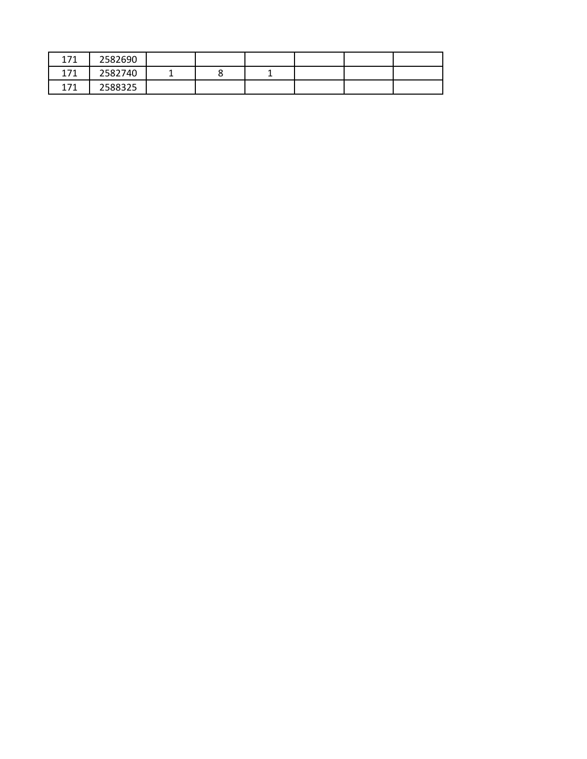| | | | | | | | |
|---|---|---|---|---|---|---|---|
| 171 | 2582690 | | | | | | |
| 171 | 2582740 | 1 | 8 | 1 | | | |
| 171 | 2588325 | | | | | | |